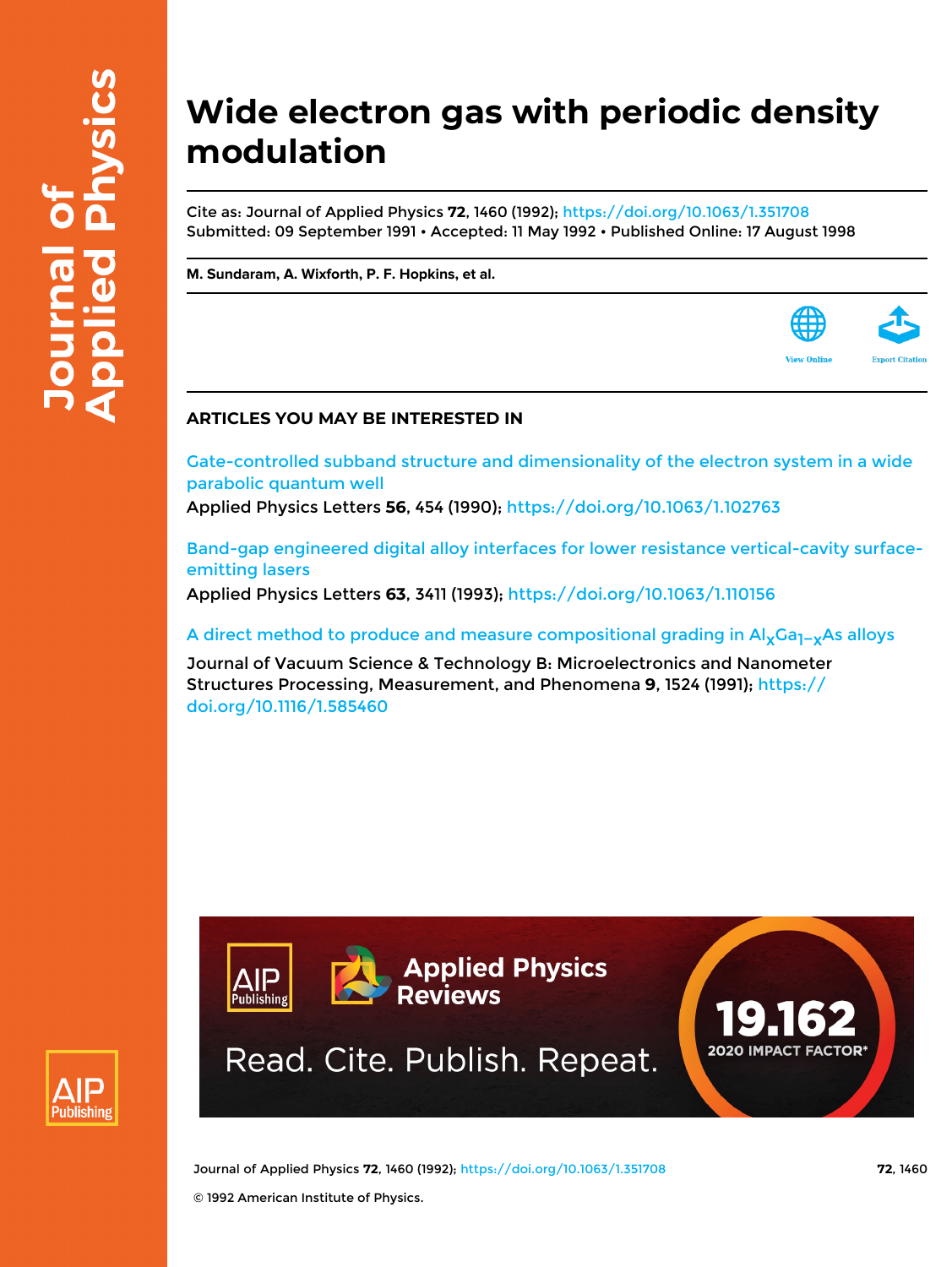# Wide electron gas with periodic density modulation

Cite as: Journal of Applied Physics **72**, 1460 (1992); https://doi.org/10.1063/1.351708
Submitted: 09 September 1991 • Accepted: 11 May 1992 • Published Online: 17 August 1998

**M. Sundaram, A. Wixforth, P. F. Hopkins, et al.**

## ARTICLES YOU MAY BE INTERESTED IN

Gate-controlled subband structure and dimensionality of the electron system in a wide parabolic quantum well
Applied Physics Letters **56**, 454 (1990); https://doi.org/10.1063/1.102763

Band-gap engineered digital alloy interfaces for lower resistance vertical-cavity surface-emitting lasers
Applied Physics Letters **63**, 3411 (1993); https://doi.org/10.1063/1.110156

A direct method to produce and measure compositional grading in $Al_xGa_{1-x}As$ alloys
Journal of Vacuum Science & Technology B: Microelectronics and Nanometer Structures Processing, Measurement, and Phenomena **9**, 1524 (1991); https://doi.org/10.1116/1.585460

© 1992 American Institute of Physics.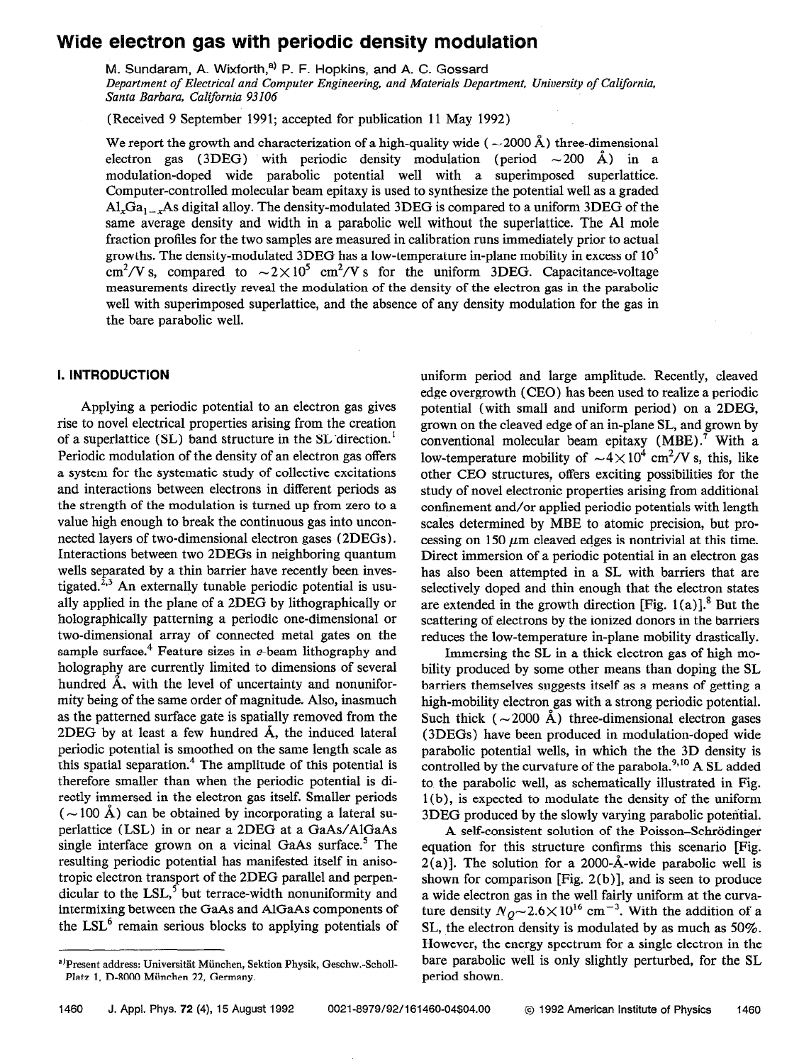# Wide electron gas with periodic density modulation

M. Sundaram, A. Wixforth,[a)] P. F. Hopkins, and A. C. Gossard

*Department of Electrical and Computer Engineering, and Materials Department, University of California, Santa Barbara, California 93106*

(Received 9 September 1991; accepted for publication 11 May 1992)

We report the growth and characterization of a high-quality wide (~2000 Å) three-dimensional electron gas (3DEG) with periodic density modulation (period ~200 Å) in a modulation-doped wide parabolic potential well with a superimposed superlattice. Computer-controlled molecular beam epitaxy is used to synthesize the potential well as a graded $Al_xGa_{1-x}As$ digital alloy. The density-modulated 3DEG is compared to a uniform 3DEG of the same average density and width in a parabolic well without the superlattice. The Al mole fraction profiles for the two samples are measured in calibration runs immediately prior to actual growths. The density-modulated 3DEG has a low-temperature in-plane mobility in excess of $10^5$ $cm^2/V\,s$, compared to $\sim 2\times 10^5$ $cm^2/V\,s$ for the uniform 3DEG. Capacitance-voltage measurements directly reveal the modulation of the density of the electron gas in the parabolic well with superimposed superlattice, and the absence of any density modulation for the gas in the bare parabolic well.

## I. INTRODUCTION

Applying a periodic potential to an electron gas gives rise to novel electrical properties arising from the creation of a superlattice (SL) band structure in the SL direction.[1] Periodic modulation of the density of an electron gas offers a system for the systematic study of collective excitations and interactions between electrons in different periods as the strength of the modulation is turned up from zero to a value high enough to break the continuous gas into unconnected layers of two-dimensional electron gases (2DEGs). Interactions between two 2DEGs in neighboring quantum wells separated by a thin barrier have recently been investigated.[2,3] An externally tunable periodic potential is usually applied in the plane of a 2DEG by lithographically or holographically patterning a periodic one-dimensional or two-dimensional array of connected metal gates on the sample surface.[4] Feature sizes in e-beam lithography and holography are currently limited to dimensions of several hundred Å, with the level of uncertainty and nonuniformity being of the same order of magnitude. Also, inasmuch as the patterned surface gate is spatially removed from the 2DEG by at least a few hundred Å, the induced lateral periodic potential is smoothed on the same length scale as this spatial separation.[4] The amplitude of this potential is therefore smaller than when the periodic potential is directly immersed in the electron gas itself. Smaller periods (~100 Å) can be obtained by incorporating a lateral superlattice (LSL) in or near a 2DEG at a GaAs/AlGaAs single interface grown on a vicinal GaAs surface.[5] The resulting periodic potential has manifested itself in anisotropic electron transport of the 2DEG parallel and perpendicular to the LSL,[5] but terrace-width nonuniformity and intermixing between the GaAs and AlGaAs components of the LSL[6] remain serious blocks to applying potentials of uniform period and large amplitude. Recently, cleaved edge overgrowth (CEO) has been used to realize a periodic potential (with small and uniform period) on a 2DEG, grown on the cleaved edge of an in-plane SL, and grown by conventional molecular beam epitaxy (MBE).[7] With a low-temperature mobility of $\sim 4\times 10^4$ $cm^2/V\,s$, this, like other CEO structures, offers exciting possibilities for the study of novel electronic properties arising from additional confinement and/or applied periodic potentials with length scales determined by MBE to atomic precision, but processing on 150 μm cleaved edges is nontrivial at this time. Direct immersion of a periodic potential in an electron gas has also been attempted in a SL with barriers that are selectively doped and thin enough that the electron states are extended in the growth direction [Fig. 1(a)].[8] But the scattering of electrons by the ionized donors in the barriers reduces the low-temperature in-plane mobility drastically.

Immersing the SL in a thick electron gas of high mobility produced by some other means than doping the SL barriers themselves suggests itself as a means of getting a high-mobility electron gas with a strong periodic potential. Such thick (~2000 Å) three-dimensional electron gases (3DEGs) have been produced in modulation-doped wide parabolic potential wells, in which the the 3D density is controlled by the curvature of the parabola.[9,10] A SL added to the parabolic well, as schematically illustrated in Fig. 1(b), is expected to modulate the density of the uniform 3DEG produced by the slowly varying parabolic potential.

A self-consistent solution of the Poisson–Schrödinger equation for this structure confirms this scenario [Fig. 2(a)]. The solution for a 2000-Å-wide parabolic well is shown for comparison [Fig. 2(b)], and is seen to produce a wide electron gas in the well fairly uniform at the curvature density $N_Q \sim 2.6\times 10^{16}$ $cm^{-3}$. With the addition of a SL, the electron density is modulated by as much as 50%. However, the energy spectrum for a single electron in the bare parabolic well is only slightly perturbed, for the SL period shown.

---

[a)] Present address: Universität München, Sektion Physik, Geschw.-Scholl-Platz 1, D-8000 München 22, Germany.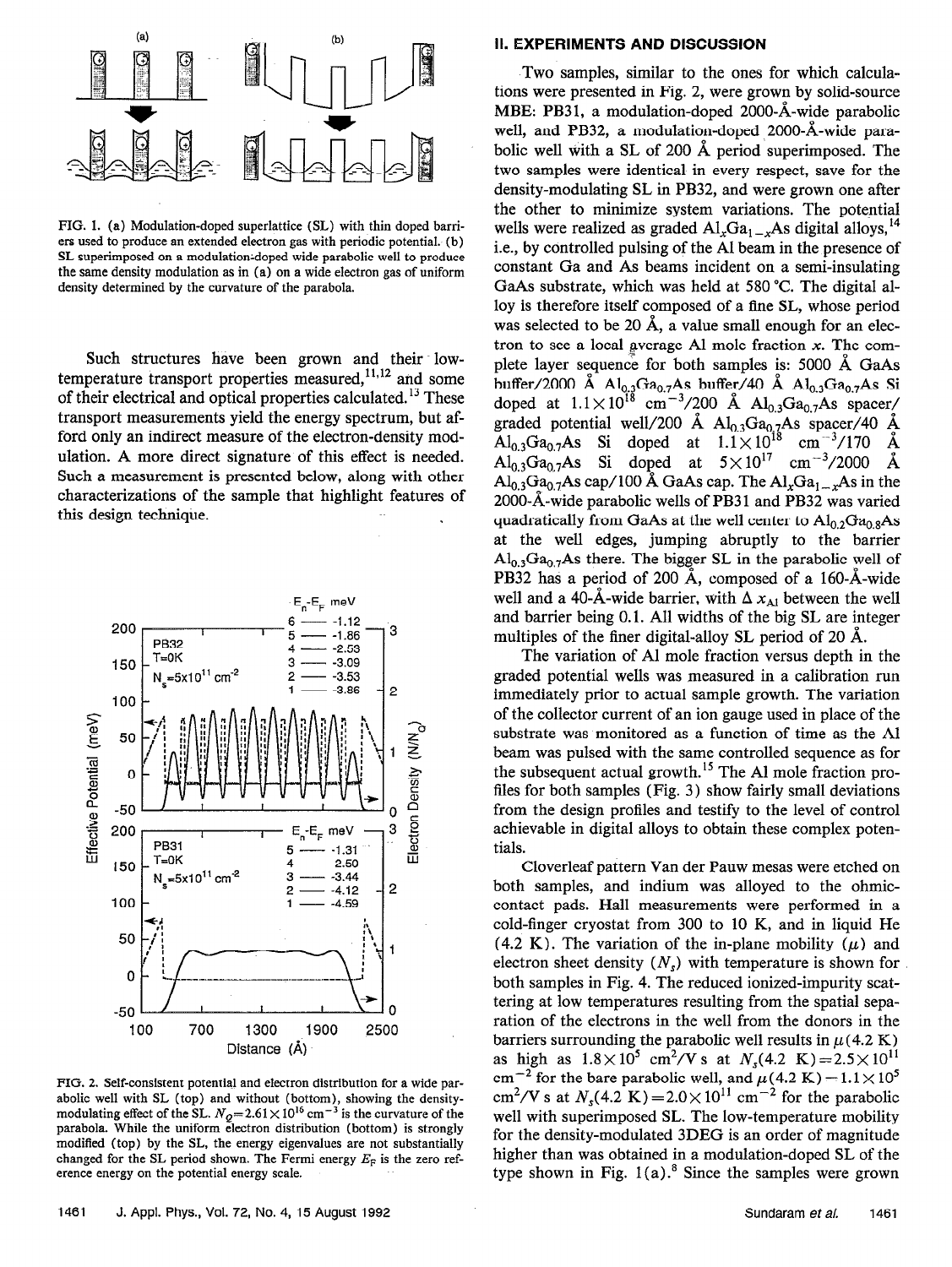FIG. 1. (a) Modulation-doped superlattice (SL) with thin doped barriers used to produce an extended electron gas with periodic potential. (b) SL superimposed on a modulation-doped wide parabolic well to produce the same density modulation as in (a) on a wide electron gas of uniform density determined by the curvature of the parabola.

Such structures have been grown and their low-temperature transport properties measured,[11,12] and some of their electrical and optical properties calculated.[13] These transport measurements yield the energy spectrum, but afford only an indirect measure of the electron-density modulation. A more direct signature of this effect is needed. Such a measurement is presented below, along with other characterizations of the sample that highlight features of this design technique.

FIG. 2. Self-consistent potential and electron distribution for a wide parabolic well with SL (top) and without (bottom), showing the density-modulating effect of the SL. $N_Q = 2.61 \times 10^{16}$ cm$^{-3}$ is the curvature of the parabola. While the uniform electron distribution (bottom) is strongly modified (top) by the SL, the energy eigenvalues are not substantially changed for the SL period shown. The Fermi energy $E_F$ is the zero reference energy on the potential energy scale.

## II. EXPERIMENTS AND DISCUSSION

Two samples, similar to the ones for which calculations were presented in Fig. 2, were grown by solid-source MBE: PB31, a modulation-doped 2000-Å-wide parabolic well, and PB32, a modulation-doped 2000-Å-wide parabolic well with a SL of 200 Å period superimposed. The two samples were identical in every respect, save for the density-modulating SL in PB32, and were grown one after the other to minimize system variations. The potential wells were realized as graded $Al_xGa_{1-x}As$ digital alloys,[14] i.e., by controlled pulsing of the Al beam in the presence of constant Ga and As beams incident on a semi-insulating GaAs substrate, which was held at 580 °C. The digital alloy is therefore itself composed of a fine SL, whose period was selected to be 20 Å, a value small enough for an electron to see a local average Al mole fraction $x$. The complete layer sequence for both samples is: 5000 Å GaAs buffer/2000 Å $Al_{0.3}Ga_{0.7}As$ buffer/40 Å $Al_{0.3}Ga_{0.7}As$ Si doped at $1.1 \times 10^{18}$ cm$^{-3}$/200 Å $Al_{0.3}Ga_{0.7}As$ spacer/graded potential well/200 Å $Al_{0.3}Ga_{0.7}As$ spacer/40 Å $Al_{0.3}Ga_{0.7}As$ Si doped at $1.1 \times 10^{18}$ cm$^{-3}$/170 Å $Al_{0.3}Ga_{0.7}As$ Si doped at $5 \times 10^{17}$ cm$^{-3}$/2000 Å $Al_{0.3}Ga_{0.7}As$ cap/100 Å GaAs cap. The $Al_xGa_{1-x}As$ in the 2000-Å-wide parabolic wells of PB31 and PB32 was varied quadratically from GaAs at the well center to $Al_{0.2}Ga_{0.8}As$ at the well edges, jumping abruptly to the barrier $Al_{0.3}Ga_{0.7}As$ there. The bigger SL in the parabolic well of PB32 has a period of 200 Å, composed of a 160-Å-wide well and a 40-Å-wide barrier, with $\Delta x_{Al}$ between the well and barrier being 0.1. All widths of the big SL are integer multiples of the finer digital-alloy SL period of 20 Å.

The variation of Al mole fraction versus depth in the graded potential wells was measured in a calibration run immediately prior to actual sample growth. The variation of the collector current of an ion gauge used in place of the substrate was monitored as a function of time as the Al beam was pulsed with the same controlled sequence as for the subsequent actual growth.[15] The Al mole fraction profiles for both samples (Fig. 3) show fairly small deviations from the design profiles and testify to the level of control achievable in digital alloys to obtain these complex potentials.

Cloverleaf pattern Van der Pauw mesas were etched on both samples, and indium was alloyed to the ohmic-contact pads. Hall measurements were performed in a cold-finger cryostat from 300 to 10 K, and in liquid He (4.2 K). The variation of the in-plane mobility ($\mu$) and electron sheet density ($N_s$) with temperature is shown for both samples in Fig. 4. The reduced ionized-impurity scattering at low temperatures resulting from the spatial separation of the electrons in the well from the donors in the barriers surrounding the parabolic well results in $\mu$(4.2 K) as high as $1.8 \times 10^5$ cm$^2$/V s at $N_s$(4.2 K) $= 2.5 \times 10^{11}$ cm$^{-2}$ for the bare parabolic well, and $\mu$(4.2 K) $= 1.1 \times 10^5$ cm$^2$/V s at $N_s$(4.2 K) $= 2.0 \times 10^{11}$ cm$^{-2}$ for the parabolic well with superimposed SL. The low-temperature mobility for the density-modulated 3DEG is an order of magnitude higher than was obtained in a modulation-doped SL of the type shown in Fig. 1(a).[8] Since the samples were grown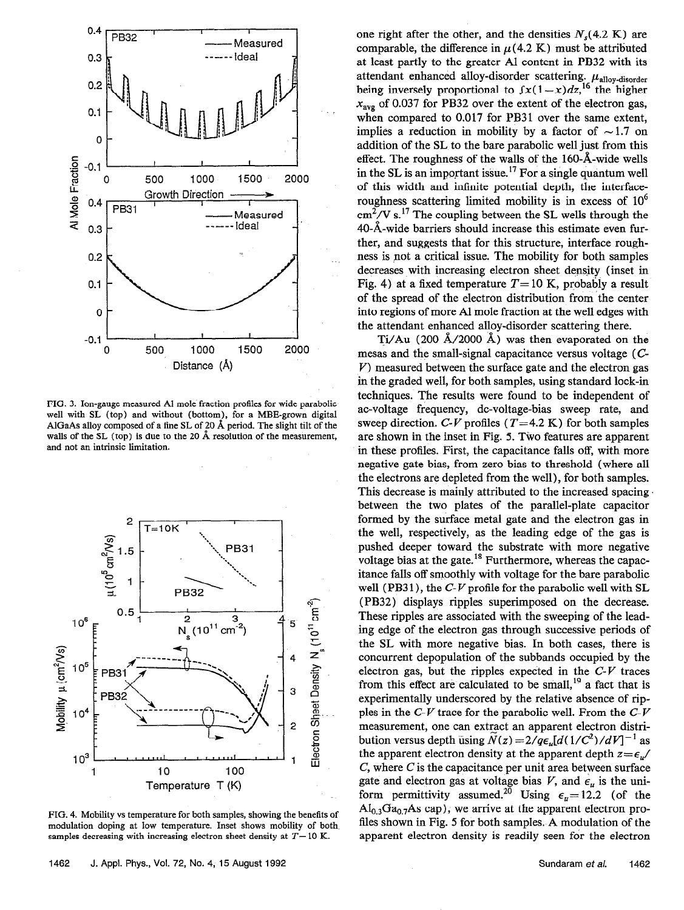FIG. 3. Ion-gauge measured Al mole fraction profiles for wide parabolic well with SL (top) and without (bottom), for a MBE-grown digital AlGaAs alloy composed of a fine SL of 20 Å period. The slight tilt of the walls of the SL (top) is due to the 20 Å resolution of the measurement, and not an intrinsic limitation.

FIG. 4. Mobility vs temperature for both samples, showing the benefits of modulation doping at low temperature. Inset shows mobility of both samples decreasing with increasing electron sheet density at $T=10$ K.

one right after the other, and the densities $N_s(4.2\text{ K})$ are comparable, the difference in $\mu(4.2\text{ K})$ must be attributed at least partly to the greater Al content in PB32 with its attendant enhanced alloy-disorder scattering. $\mu_{\text{alloy-disorder}}$ being inversely proportional to $\int x(1-x)dz$,[16] the higher $x_{\text{avg}}$ of 0.037 for PB32 over the extent of the electron gas, when compared to 0.017 for PB31 over the same extent, implies a reduction in mobility by a factor of $\sim 1.7$ on addition of the SL to the bare parabolic well just from this effect. The roughness of the walls of the 160-Å-wide wells in the SL is an important issue.[17] For a single quantum well of this width and infinite potential depth, the interface-roughness scattering limited mobility is in excess of $10^6$ cm$^2$/V s.[17] The coupling between the SL wells through the 40-Å-wide barriers should increase this estimate even further, and suggests that for this structure, interface roughness is not a critical issue. The mobility for both samples decreases with increasing electron sheet density (inset in Fig. 4) at a fixed temperature $T=10$ K, probably a result of the spread of the electron distribution from the center into regions of more Al mole fraction at the well edges with the attendant enhanced alloy-disorder scattering there.

Ti/Au (200 Å/2000 Å) was then evaporated on the mesas and the small-signal capacitance versus voltage ($C$-$V$) measured between the surface gate and the electron gas in the graded well, for both samples, using standard lock-in techniques. The results were found to be independent of ac-voltage frequency, dc-voltage-bias sweep rate, and sweep direction. $C$-$V$ profiles ($T=4.2$ K) for both samples are shown in the inset in Fig. 5. Two features are apparent in these profiles. First, the capacitance falls off, with more negative gate bias, from zero bias to threshold (where all the electrons are depleted from the well), for both samples. This decrease is mainly attributed to the increased spacing between the two plates of the parallel-plate capacitor formed by the surface metal gate and the electron gas in the well, respectively, as the leading edge of the gas is pushed deeper toward the substrate with more negative voltage bias at the gate.[18] Furthermore, whereas the capacitance falls off smoothly with voltage for the bare parabolic well (PB31), the $C$-$V$ profile for the parabolic well with SL (PB32) displays ripples superimposed on the decrease. These ripples are associated with the sweeping of the leading edge of the electron gas through successive periods of the SL with more negative bias. In both cases, there is concurrent depopulation of the subbands occupied by the electron gas, but the ripples expected in the $C$-$V$ traces from this effect are calculated to be small,[19] a fact that is experimentally underscored by the relative absence of ripples in the $C$-$V$ trace for the parabolic well. From the $C$-$V$ measurement, one can extract an apparent electron distribution versus depth using $\tilde{N}(z)=2/q\epsilon_u[d(1/C^2)/dV]^{-1}$ as the apparent electron density at the apparent depth $z=\epsilon_u/C$, where $C$ is the capacitance per unit area between surface gate and electron gas at voltage bias $V$, and $\epsilon_u$ is the uniform permittivity assumed.[20] Using $\epsilon_u=12.2$ (of the $Al_{0.3}Ga_{0.7}As$ cap), we arrive at the apparent electron profiles shown in Fig. 5 for both samples. A modulation of the apparent electron density is readily seen for the electron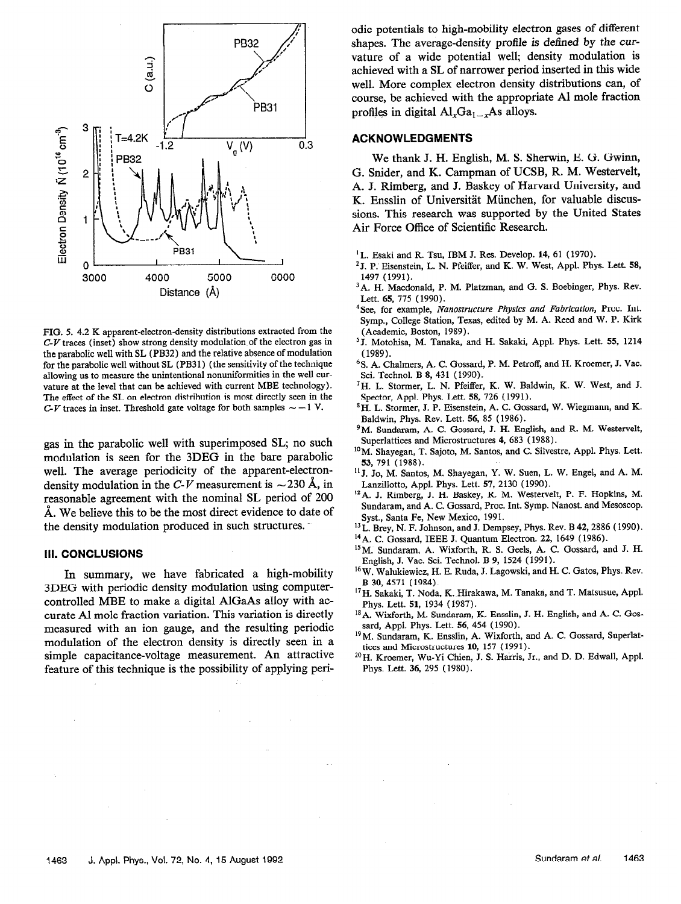3000
4000
5000
6000
Distance (Å)

Electron Density $\tilde{N}$ ($10^{16}$ cm$^{-3}$)

0
1
2
3

T=4.2K

PB32

PB31

C (a.u.)

-1.2
$V_g$ (V)
0.3

PB32

PB31

FIG. 5. 4.2 K apparent-electron-density distributions extracted from the *C-V* traces (inset) show strong density modulation of the electron gas in the parabolic well with SL (PB32) and the relative absence of modulation for the parabolic well without SL (PB31) (the sensitivity of the technique allowing us to measure the unintentional nonuniformities in the well curvature at the level that can be achieved with current MBE technology). The effect of the SL on electron distribution is most directly seen in the *C-V* traces in inset. Threshold gate voltage for both samples $\sim -1$ V.

gas in the parabolic well with superimposed SL; no such modulation is seen for the 3DEG in the bare parabolic well. The average periodicity of the apparent-electron-density modulation in the *C-V* measurement is $\sim 230$ Å, in reasonable agreement with the nominal SL period of 200 Å. We believe this to be the most direct evidence to date of the density modulation produced in such structures.

## III. CONCLUSIONS

In summary, we have fabricated a high-mobility 3DEG with periodic density modulation using computer-controlled MBE to make a digital AlGaAs alloy with accurate Al mole fraction variation. This variation is directly measured with an ion gauge, and the resulting periodic modulation of the electron density is directly seen in a simple capacitance-voltage measurement. An attractive feature of this technique is the possibility of applying periodic potentials to high-mobility electron gases of different shapes. The average-density profile is defined by the curvature of a wide potential well; density modulation is achieved with a SL of narrower period inserted in this wide well. More complex electron density distributions can, of course, be achieved with the appropriate Al mole fraction profiles in digital $Al_xGa_{1-x}As$ alloys.

## ACKNOWLEDGMENTS

We thank J. H. English, M. S. Sherwin, E. G. Gwinn, G. Snider, and K. Campman of UCSB, R. M. Westervelt, A. J. Rimberg, and J. Baskey of Harvard University, and K. Ensslin of Universität München, for valuable discussions. This research was supported by the United States Air Force Office of Scientific Research.

[1] L. Esaki and R. Tsu, IBM J. Res. Develop. **14**, 61 (1970).

[2] J. P. Eisenstein, L. N. Pfeiffer, and K. W. West, Appl. Phys. Lett. **58**, 1497 (1991).

[3] A. H. Macdonald, P. M. Platzman, and G. S. Boebinger, Phys. Rev. Lett. **65**, 775 (1990).

[4] See, for example, *Nanostructure Physics and Fabrication*, Proc. Int. Symp., College Station, Texas, edited by M. A. Reed and W. P. Kirk (Academic, Boston, 1989).

[5] J. Motohisa, M. Tanaka, and H. Sakaki, Appl. Phys. Lett. **55**, 1214 (1989).

[6] S. A. Chalmers, A. C. Gossard, P. M. Petroff, and H. Kroemer, J. Vac. Sci. Technol. B **8**, 431 (1990).

[7] H. L. Stormer, L. N. Pfeiffer, K. W. Baldwin, K. W. West, and J. Spector, Appl. Phys. Lett. **58**, 726 (1991).

[8] H. L. Stormer, J. P. Eisenstein, A. C. Gossard, W. Wiegmann, and K. Baldwin, Phys. Rev. Lett. **56**, 85 (1986).

[9] M. Sundaram, A. C. Gossard, J. H. English, and R. M. Westervelt, Superlattices and Microstructures **4**, 683 (1988).

[10] M. Shayegan, T. Sajoto, M. Santos, and C. Silvestre, Appl. Phys. Lett. **53**, 791 (1988).

[11] J. Jo, M. Santos, M. Shayegan, Y. W. Suen, L. W. Engel, and A. M. Lanzillotto, Appl. Phys. Lett. **57**, 2130 (1990).

[12] A. J. Rimberg, J. H. Baskey, R. M. Westervelt, P. F. Hopkins, M. Sundaram, and A. C. Gossard, Proc. Int. Symp. Nanost. and Mesoscop. Syst., Santa Fe, New Mexico, 1991.

[13] L. Brey, N. F. Johnson, and J. Dempsey, Phys. Rev. B **42**, 2886 (1990).

[14] A. C. Gossard, IEEE J. Quantum Electron. **22**, 1649 (1986).

[15] M. Sundaram, A. Wixforth, R. S. Geels, A. C. Gossard, and J. H. English, J. Vac. Sci. Technol. B **9**, 1524 (1991).

[16] W. Walukiewicz, H. E. Ruda, J. Lagowski, and H. C. Gatos, Phys. Rev. B **30**, 4571 (1984).

[17] H. Sakaki, T. Noda, K. Hirakawa, M. Tanaka, and T. Matsusue, Appl. Phys. Lett. **51**, 1934 (1987).

[18] A. Wixforth, M. Sundaram, K. Ensslin, J. H. English, and A. C. Gossard, Appl. Phys. Lett. **56**, 454 (1990).

[19] M. Sundaram, K. Ensslin, A. Wixforth, and A. C. Gossard, Superlattices and Microstructures **10**, 157 (1991).

[20] H. Kroemer, Wu-Yi Chien, J. S. Harris, Jr., and D. D. Edwall, Appl. Phys. Lett. **36**, 295 (1980).